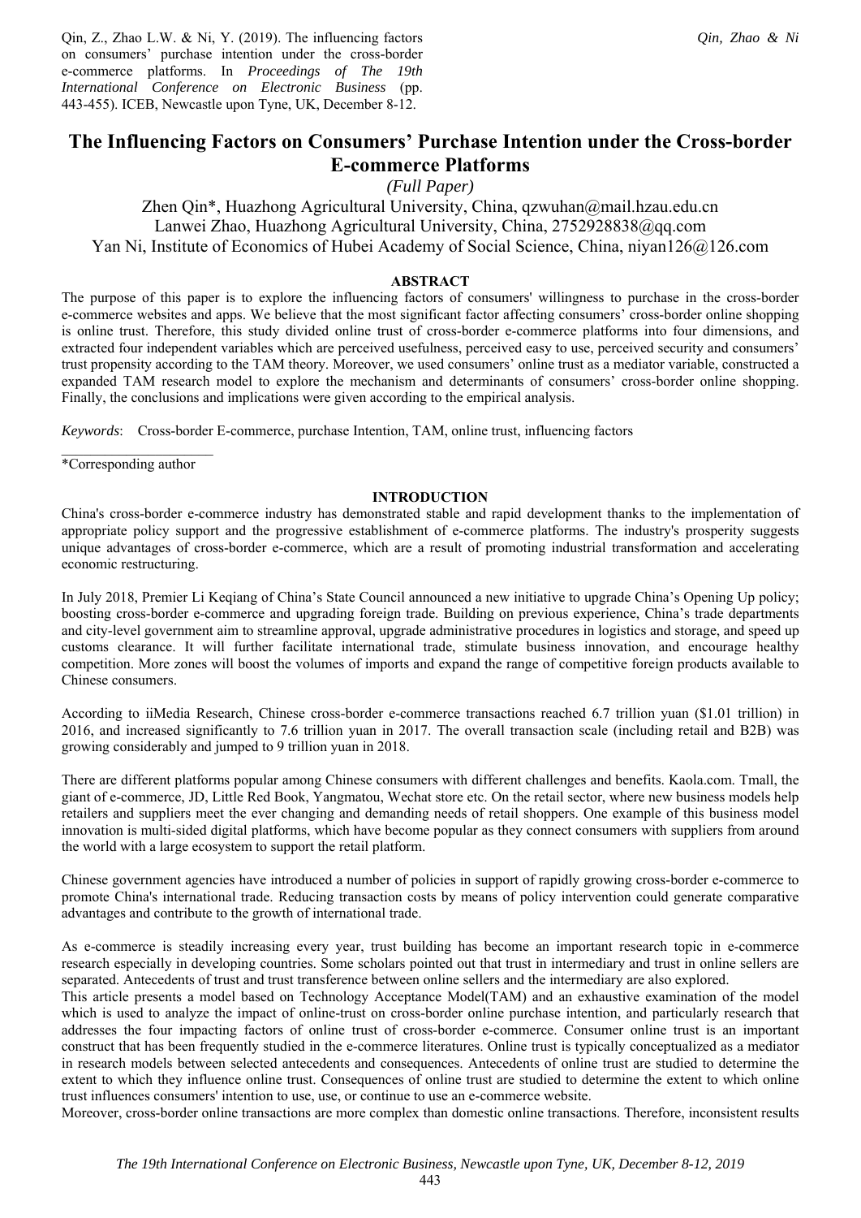Qin, Z., Zhao L.W. & Ni, Y. (2019). The influencing factors on consumers' purchase intention under the cross-border e-commerce platforms. In *Proceedings of The 19th International Conference on Electronic Business* (pp. 443-455). ICEB, Newcastle upon Tyne, UK, December 8-12.

# The Influencing Factors on Consumers' Purchase Intention under the Cross-border E-commerce Platforms

*(Full Paper)*

Zhen Qin*, Huazhong Agricultural University, China, qzwuhan@mail.hzau.edu.cn
Lanwei Zhao, Huazhong Agricultural University, China, 2752928838@qq.com
Yan Ni, Institute of Economics of Hubei Academy of Social Science, China, niyan126@126.com

## ABSTRACT

The purpose of this paper is to explore the influencing factors of consumers' willingness to purchase in the cross-border e-commerce websites and apps. We believe that the most significant factor affecting consumers' cross-border online shopping is online trust. Therefore, this study divided online trust of cross-border e-commerce platforms into four dimensions, and extracted four independent variables which are perceived usefulness, perceived easy to use, perceived security and consumers' trust propensity according to the TAM theory. Moreover, we used consumers' online trust as a mediator variable, constructed a expanded TAM research model to explore the mechanism and determinants of consumers' cross-border online shopping. Finally, the conclusions and implications were given according to the empirical analysis.

*Keywords*: Cross-border E-commerce, purchase Intention, TAM, online trust, influencing factors

*Corresponding author

## INTRODUCTION

China's cross-border e-commerce industry has demonstrated stable and rapid development thanks to the implementation of appropriate policy support and the progressive establishment of e-commerce platforms. The industry's prosperity suggests unique advantages of cross-border e-commerce, which are a result of promoting industrial transformation and accelerating economic restructuring.

In July 2018, Premier Li Keqiang of China's State Council announced a new initiative to upgrade China's Opening Up policy; boosting cross-border e-commerce and upgrading foreign trade. Building on previous experience, China's trade departments and city-level government aim to streamline approval, upgrade administrative procedures in logistics and storage, and speed up customs clearance. It will further facilitate international trade, stimulate business innovation, and encourage healthy competition. More zones will boost the volumes of imports and expand the range of competitive foreign products available to Chinese consumers.

According to iiMedia Research, Chinese cross-border e-commerce transactions reached 6.7 trillion yuan ($1.01 trillion) in 2016, and increased significantly to 7.6 trillion yuan in 2017. The overall transaction scale (including retail and B2B) was growing considerably and jumped to 9 trillion yuan in 2018.

There are different platforms popular among Chinese consumers with different challenges and benefits. Kaola.com. Tmall, the giant of e-commerce, JD, Little Red Book, Yangmatou, Wechat store etc. On the retail sector, where new business models help retailers and suppliers meet the ever changing and demanding needs of retail shoppers. One example of this business model innovation is multi-sided digital platforms, which have become popular as they connect consumers with suppliers from around the world with a large ecosystem to support the retail platform.

Chinese government agencies have introduced a number of policies in support of rapidly growing cross-border e-commerce to promote China's international trade. Reducing transaction costs by means of policy intervention could generate comparative advantages and contribute to the growth of international trade.

As e-commerce is steadily increasing every year, trust building has become an important research topic in e-commerce research especially in developing countries. Some scholars pointed out that trust in intermediary and trust in online sellers are separated. Antecedents of trust and trust transference between online sellers and the intermediary are also explored.

This article presents a model based on Technology Acceptance Model(TAM) and an exhaustive examination of the model which is used to analyze the impact of online-trust on cross-border online purchase intention, and particularly research that addresses the four impacting factors of online trust of cross-border e-commerce. Consumer online trust is an important construct that has been frequently studied in the e-commerce literatures. Online trust is typically conceptualized as a mediator in research models between selected antecedents and consequences. Antecedents of online trust are studied to determine the extent to which they influence online trust. Consequences of online trust are studied to determine the extent to which online trust influences consumers' intention to use, use, or continue to use an e-commerce website.

Moreover, cross-border online transactions are more complex than domestic online transactions. Therefore, inconsistent results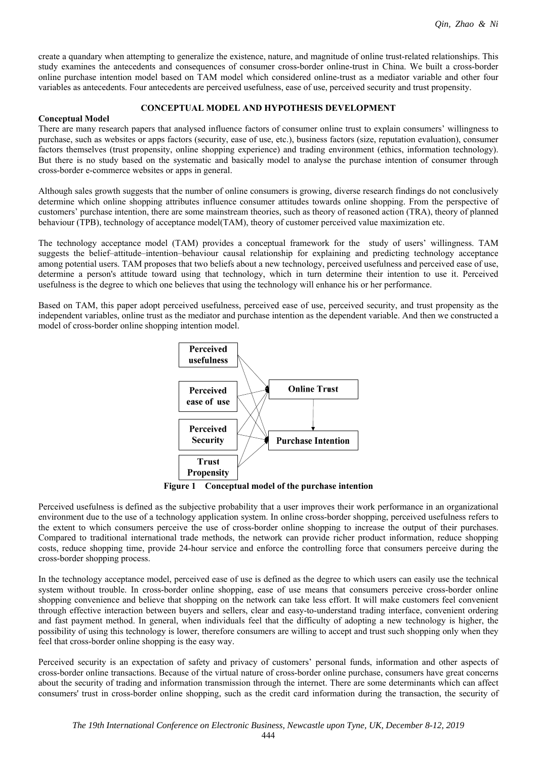create a quandary when attempting to generalize the existence, nature, and magnitude of online trust-related relationships. This study examines the antecedents and consequences of consumer cross-border online-trust in China. We built a cross-border online purchase intention model based on TAM model which considered online-trust as a mediator variable and other four variables as antecedents. Four antecedents are perceived usefulness, ease of use, perceived security and trust propensity.

## CONCEPTUAL MODEL AND HYPOTHESIS DEVELOPMENT

### Conceptual Model

There are many research papers that analysed influence factors of consumer online trust to explain consumers' willingness to purchase, such as websites or apps factors (security, ease of use, etc.), business factors (size, reputation evaluation), consumer factors themselves (trust propensity, online shopping experience) and trading environment (ethics, information technology). But there is no study based on the systematic and basically model to analyse the purchase intention of consumer through cross-border e-commerce websites or apps in general.

Although sales growth suggests that the number of online consumers is growing, diverse research findings do not conclusively determine which online shopping attributes influence consumer attitudes towards online shopping. From the perspective of customers' purchase intention, there are some mainstream theories, such as theory of reasoned action (TRA), theory of planned behaviour (TPB), technology of acceptance model(TAM), theory of customer perceived value maximization etc.

The technology acceptance model (TAM) provides a conceptual framework for the study of users' willingness. TAM suggests the belief–attitude–intention–behaviour causal relationship for explaining and predicting technology acceptance among potential users. TAM proposes that two beliefs about a new technology, perceived usefulness and perceived ease of use, determine a person's attitude toward using that technology, which in turn determine their intention to use it. Perceived usefulness is the degree to which one believes that using the technology will enhance his or her performance.

Based on TAM, this paper adopt perceived usefulness, perceived ease of use, perceived security, and trust propensity as the independent variables, online trust as the mediator and purchase intention as the dependent variable. And then we constructed a model of cross-border online shopping intention model.

Perceived usefulness | Perceived ease of use | Perceived Security | Trust Propensity | Online Trust | Purchase Intention

**Figure 1 Conceptual model of the purchase intention**

Perceived usefulness is defined as the subjective probability that a user improves their work performance in an organizational environment due to the use of a technology application system. In online cross-border shopping, perceived usefulness refers to the extent to which consumers perceive the use of cross-border online shopping to increase the output of their purchases. Compared to traditional international trade methods, the network can provide richer product information, reduce shopping costs, reduce shopping time, provide 24-hour service and enforce the controlling force that consumers perceive during the cross-border shopping process.

In the technology acceptance model, perceived ease of use is defined as the degree to which users can easily use the technical system without trouble. In cross-border online shopping, ease of use means that consumers perceive cross-border online shopping convenience and believe that shopping on the network can take less effort. It will make customers feel convenient through effective interaction between buyers and sellers, clear and easy-to-understand trading interface, convenient ordering and fast payment method. In general, when individuals feel that the difficulty of adopting a new technology is higher, the possibility of using this technology is lower, therefore consumers are willing to accept and trust such shopping only when they feel that cross-border online shopping is the easy way.

Perceived security is an expectation of safety and privacy of customers' personal funds, information and other aspects of cross-border online transactions. Because of the virtual nature of cross-border online purchase, consumers have great concerns about the security of trading and information transmission through the internet. There are some determinants which can affect consumers' trust in cross-border online shopping, such as the credit card information during the transaction, the security of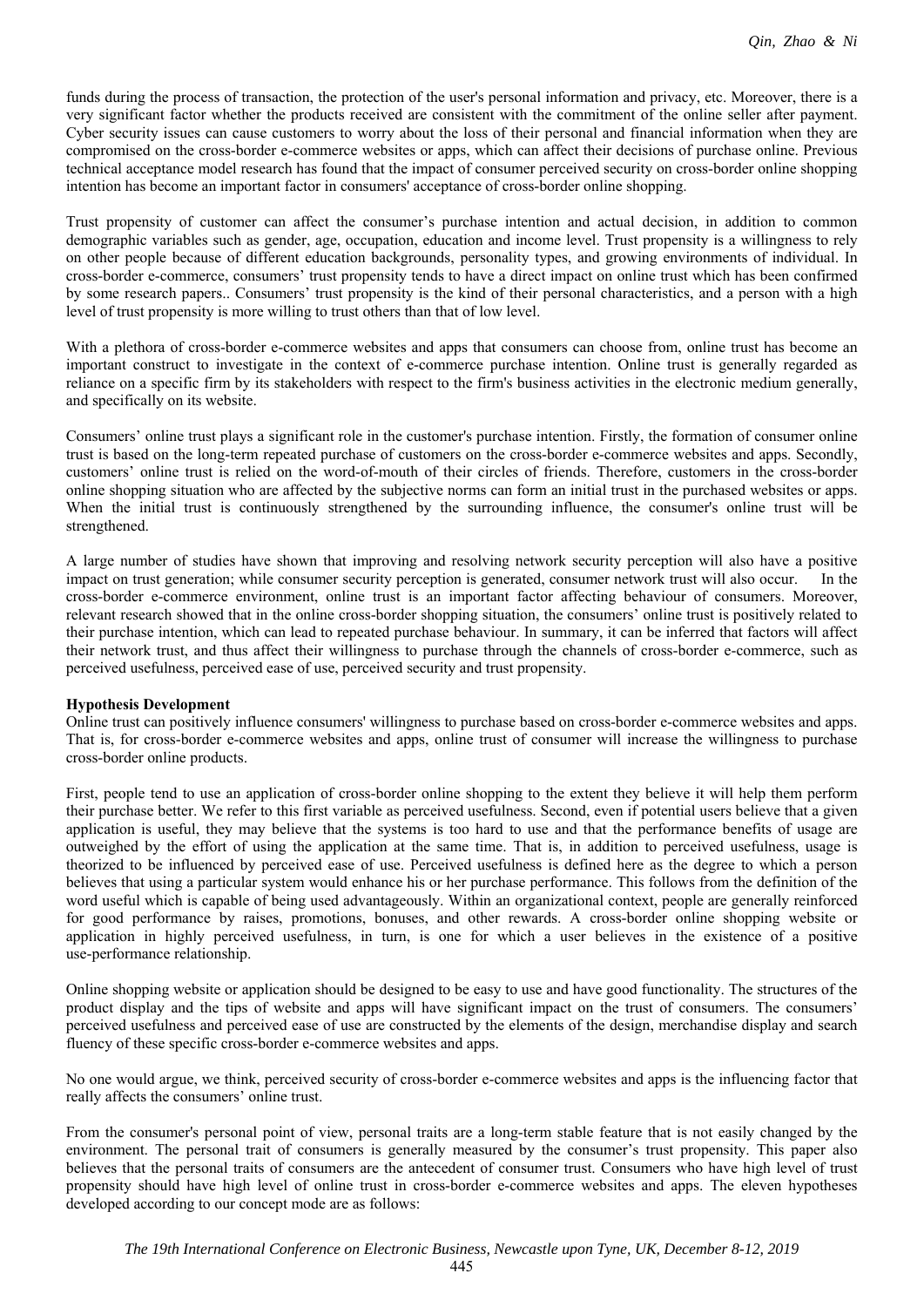funds during the process of transaction, the protection of the user's personal information and privacy, etc. Moreover, there is a very significant factor whether the products received are consistent with the commitment of the online seller after payment. Cyber security issues can cause customers to worry about the loss of their personal and financial information when they are compromised on the cross-border e-commerce websites or apps, which can affect their decisions of purchase online. Previous technical acceptance model research has found that the impact of consumer perceived security on cross-border online shopping intention has become an important factor in consumers' acceptance of cross-border online shopping.

Trust propensity of customer can affect the consumer's purchase intention and actual decision, in addition to common demographic variables such as gender, age, occupation, education and income level. Trust propensity is a willingness to rely on other people because of different education backgrounds, personality types, and growing environments of individual. In cross-border e-commerce, consumers' trust propensity tends to have a direct impact on online trust which has been confirmed by some research papers.. Consumers' trust propensity is the kind of their personal characteristics, and a person with a high level of trust propensity is more willing to trust others than that of low level.

With a plethora of cross-border e-commerce websites and apps that consumers can choose from, online trust has become an important construct to investigate in the context of e-commerce purchase intention. Online trust is generally regarded as reliance on a specific firm by its stakeholders with respect to the firm's business activities in the electronic medium generally, and specifically on its website.

Consumers' online trust plays a significant role in the customer's purchase intention. Firstly, the formation of consumer online trust is based on the long-term repeated purchase of customers on the cross-border e-commerce websites and apps. Secondly, customers' online trust is relied on the word-of-mouth of their circles of friends. Therefore, customers in the cross-border online shopping situation who are affected by the subjective norms can form an initial trust in the purchased websites or apps. When the initial trust is continuously strengthened by the surrounding influence, the consumer's online trust will be strengthened.

A large number of studies have shown that improving and resolving network security perception will also have a positive impact on trust generation; while consumer security perception is generated, consumer network trust will also occur. In the cross-border e-commerce environment, online trust is an important factor affecting behaviour of consumers. Moreover, relevant research showed that in the online cross-border shopping situation, the consumers' online trust is positively related to their purchase intention, which can lead to repeated purchase behaviour. In summary, it can be inferred that factors will affect their network trust, and thus affect their willingness to purchase through the channels of cross-border e-commerce, such as perceived usefulness, perceived ease of use, perceived security and trust propensity.

**Hypothesis Development**

Online trust can positively influence consumers' willingness to purchase based on cross-border e-commerce websites and apps. That is, for cross-border e-commerce websites and apps, online trust of consumer will increase the willingness to purchase cross-border online products.

First, people tend to use an application of cross-border online shopping to the extent they believe it will help them perform their purchase better. We refer to this first variable as perceived usefulness. Second, even if potential users believe that a given application is useful, they may believe that the systems is too hard to use and that the performance benefits of usage are outweighed by the effort of using the application at the same time. That is, in addition to perceived usefulness, usage is theorized to be influenced by perceived ease of use. Perceived usefulness is defined here as the degree to which a person believes that using a particular system would enhance his or her purchase performance. This follows from the definition of the word useful which is capable of being used advantageously. Within an organizational context, people are generally reinforced for good performance by raises, promotions, bonuses, and other rewards. A cross-border online shopping website or application in highly perceived usefulness, in turn, is one for which a user believes in the existence of a positive use-performance relationship.

Online shopping website or application should be designed to be easy to use and have good functionality. The structures of the product display and the tips of website and apps will have significant impact on the trust of consumers. The consumers' perceived usefulness and perceived ease of use are constructed by the elements of the design, merchandise display and search fluency of these specific cross-border e-commerce websites and apps.

No one would argue, we think, perceived security of cross-border e-commerce websites and apps is the influencing factor that really affects the consumers' online trust.

From the consumer's personal point of view, personal traits are a long-term stable feature that is not easily changed by the environment. The personal trait of consumers is generally measured by the consumer's trust propensity. This paper also believes that the personal traits of consumers are the antecedent of consumer trust. Consumers who have high level of trust propensity should have high level of online trust in cross-border e-commerce websites and apps. The eleven hypotheses developed according to our concept mode are as follows: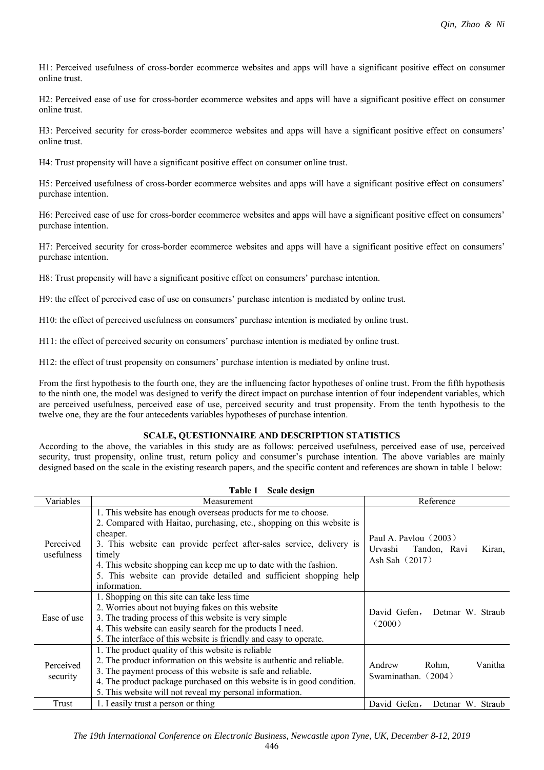H1: Perceived usefulness of cross-border ecommerce websites and apps will have a significant positive effect on consumer online trust.

H2: Perceived ease of use for cross-border ecommerce websites and apps will have a significant positive effect on consumer online trust.

H3: Perceived security for cross-border ecommerce websites and apps will have a significant positive effect on consumers' online trust.

H4: Trust propensity will have a significant positive effect on consumer online trust.

H5: Perceived usefulness of cross-border ecommerce websites and apps will have a significant positive effect on consumers' purchase intention.

H6: Perceived ease of use for cross-border ecommerce websites and apps will have a significant positive effect on consumers' purchase intention.

H7: Perceived security for cross-border ecommerce websites and apps will have a significant positive effect on consumers' purchase intention.

H8: Trust propensity will have a significant positive effect on consumers' purchase intention.

H9: the effect of perceived ease of use on consumers' purchase intention is mediated by online trust.

H10: the effect of perceived usefulness on consumers' purchase intention is mediated by online trust.

H11: the effect of perceived security on consumers' purchase intention is mediated by online trust.

H12: the effect of trust propensity on consumers' purchase intention is mediated by online trust.

From the first hypothesis to the fourth one, they are the influencing factor hypotheses of online trust. From the fifth hypothesis to the ninth one, the model was designed to verify the direct impact on purchase intention of four independent variables, which are perceived usefulness, perceived ease of use, perceived security and trust propensity. From the tenth hypothesis to the twelve one, they are the four antecedents variables hypotheses of purchase intention.

## SCALE, QUESTIONNAIRE AND DESCRIPTION STATISTICS

According to the above, the variables in this study are as follows: perceived usefulness, perceived ease of use, perceived security, trust propensity, online trust, return policy and consumer's purchase intention. The above variables are mainly designed based on the scale in the existing research papers, and the specific content and references are shown in table 1 below:

**Table 1 Scale design**

| Variables | Measurement | Reference |
| --- | --- | --- |
| Perceived usefulness | 1. This website has enough overseas products for me to choose.<br>2. Compared with Haitao, purchasing, etc., shopping on this website is cheaper.<br>3. This website can provide perfect after-sales service, delivery is timely<br>4. This website shopping can keep me up to date with the fashion.<br>5. This website can provide detailed and sufficient shopping help information. | Paul A. Pavlou（2003）<br>Urvashi Tandon, Ravi Kiran, Ash Sah（2017） |
| Ease of use | 1. Shopping on this site can take less time<br>2. Worries about not buying fakes on this website<br>3. The trading process of this website is very simple<br>4. This website can easily search for the products I need.<br>5. The interface of this website is friendly and easy to operate. | David Gefen， Detmar W. Straub（2000） |
| Perceived security | 1. The product quality of this website is reliable<br>2. The product information on this website is authentic and reliable.<br>3. The payment process of this website is safe and reliable.<br>4. The product package purchased on this website is in good condition.<br>5. This website will not reveal my personal information. | Andrew Rohm, Vanitha Swaminathan.（2004） |
| Trust | 1. I easily trust a person or thing | David Gefen， Detmar W. Straub |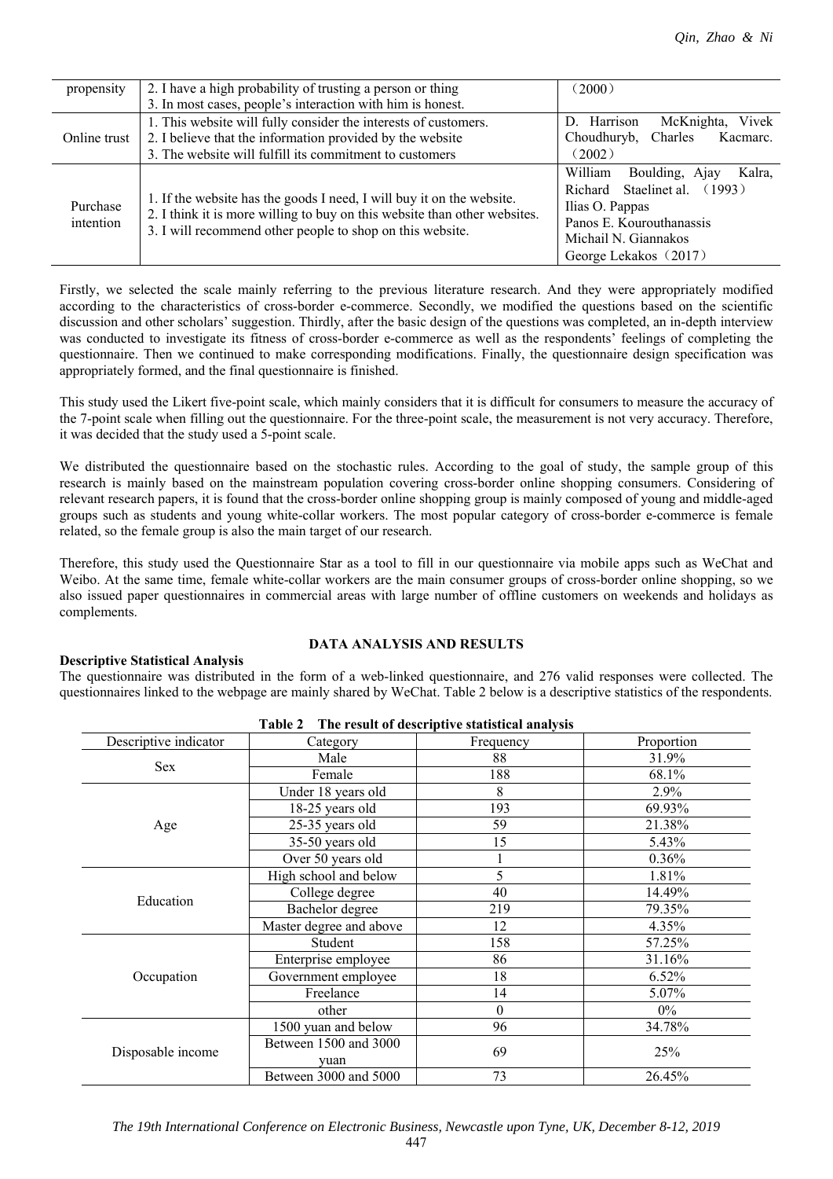| propensity | 2. I have a high probability of trusting a person or thing<br>3. In most cases, people's interaction with him is honest. | （2000） |
|---|---|---|
| Online trust | 1. This website will fully consider the interests of customers.<br>2. I believe that the information provided by the website<br>3. The website will fulfill its commitment to customers | D. Harrison McKnighta, Vivek Choudhuryb, Charles Kacmarc.（2002） |
| Purchase intention | 1. If the website has the goods I need, I will buy it on the website.<br>2. I think it is more willing to buy on this website than other websites.<br>3. I will recommend other people to shop on this website. | William Boulding, Ajay Kalra, Richard Staelinet al.（1993）<br>Ilias O. Pappas<br>Panos E. Kourouthanassis<br>Michail N. Giannakos<br>George Lekakos（2017） |

Firstly, we selected the scale mainly referring to the previous literature research. And they were appropriately modified according to the characteristics of cross-border e-commerce. Secondly, we modified the questions based on the scientific discussion and other scholars' suggestion. Thirdly, after the basic design of the questions was completed, an in-depth interview was conducted to investigate its fitness of cross-border e-commerce as well as the respondents' feelings of completing the questionnaire. Then we continued to make corresponding modifications. Finally, the questionnaire design specification was appropriately formed, and the final questionnaire is finished.

This study used the Likert five-point scale, which mainly considers that it is difficult for consumers to measure the accuracy of the 7-point scale when filling out the questionnaire. For the three-point scale, the measurement is not very accuracy. Therefore, it was decided that the study used a 5-point scale.

We distributed the questionnaire based on the stochastic rules. According to the goal of study, the sample group of this research is mainly based on the mainstream population covering cross-border online shopping consumers. Considering of relevant research papers, it is found that the cross-border online shopping group is mainly composed of young and middle-aged groups such as students and young white-collar workers. The most popular category of cross-border e-commerce is female related, so the female group is also the main target of our research.

Therefore, this study used the Questionnaire Star as a tool to fill in our questionnaire via mobile apps such as WeChat and Weibo. At the same time, female white-collar workers are the main consumer groups of cross-border online shopping, so we also issued paper questionnaires in commercial areas with large number of offline customers on weekends and holidays as complements.

## DATA ANALYSIS AND RESULTS

### Descriptive Statistical Analysis

The questionnaire was distributed in the form of a web-linked questionnaire, and 276 valid responses were collected. The questionnaires linked to the webpage are mainly shared by WeChat. Table 2 below is a descriptive statistics of the respondents.

**Table 2 The result of descriptive statistical analysis**

| Descriptive indicator | Category | Frequency | Proportion |
|---|---|---|---|
| Sex | Male | 88 | 31.9% |
| | Female | 188 | 68.1% |
| Age | Under 18 years old | 8 | 2.9% |
| | 18-25 years old | 193 | 69.93% |
| | 25-35 years old | 59 | 21.38% |
| | 35-50 years old | 15 | 5.43% |
| | Over 50 years old | 1 | 0.36% |
| Education | High school and below | 5 | 1.81% |
| | College degree | 40 | 14.49% |
| | Bachelor degree | 219 | 79.35% |
| | Master degree and above | 12 | 4.35% |
| Occupation | Student | 158 | 57.25% |
| | Enterprise employee | 86 | 31.16% |
| | Government employee | 18 | 6.52% |
| | Freelance | 14 | 5.07% |
| | other | 0 | 0% |
| Disposable income | 1500 yuan and below | 96 | 34.78% |
| | Between 1500 and 3000 yuan | 69 | 25% |
| | Between 3000 and 5000 | 73 | 26.45% |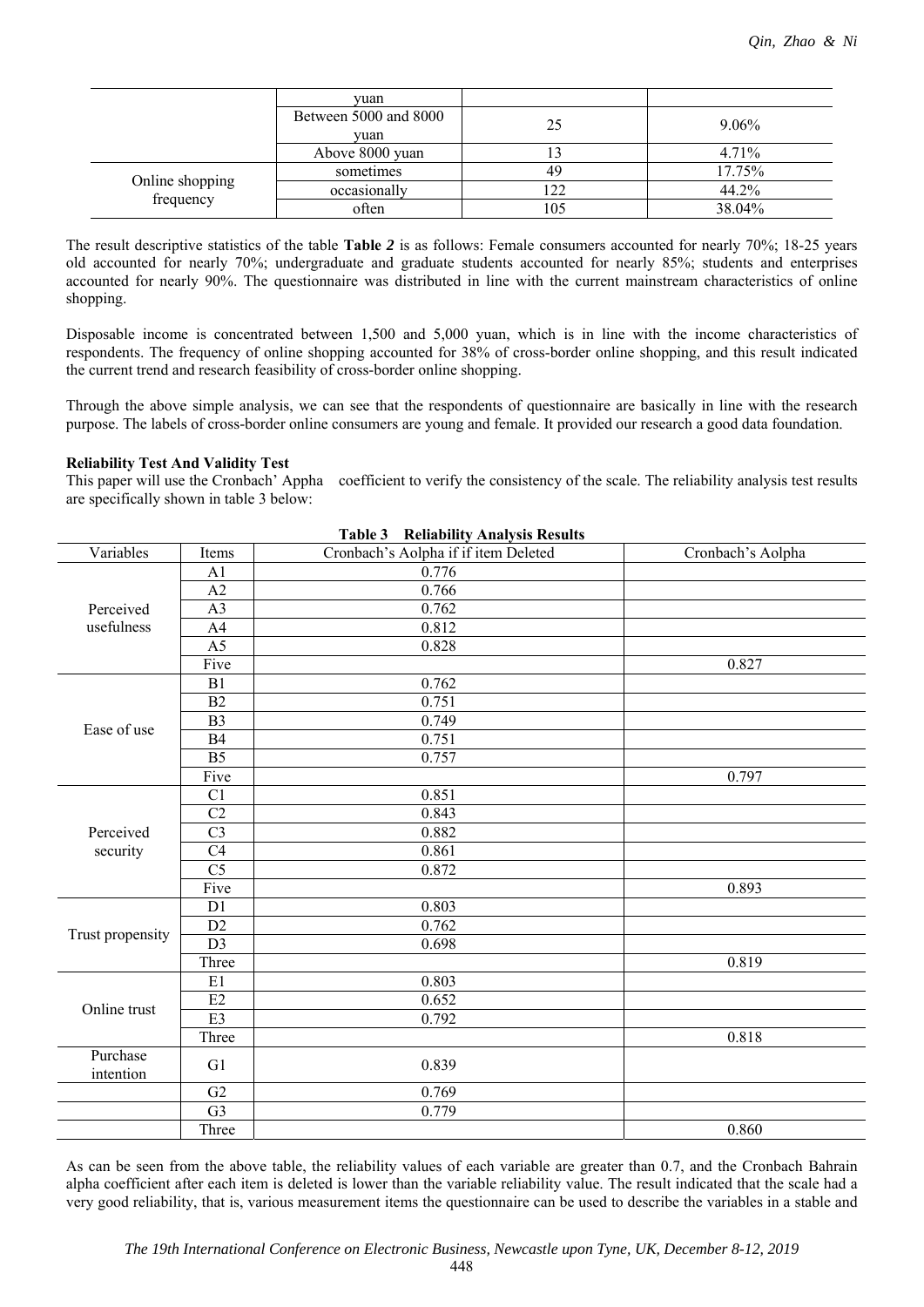| | yuan | | |
|---|---|---|---|
| | Between 5000 and 8000 yuan | 25 | 9.06% |
| | Above 8000 yuan | 13 | 4.71% |
| Online shopping frequency | sometimes | 49 | 17.75% |
| | occasionally | 122 | 44.2% |
| | often | 105 | 38.04% |

The result descriptive statistics of the table **Table *2*** is as follows: Female consumers accounted for nearly 70%; 18-25 years old accounted for nearly 70%; undergraduate and graduate students accounted for nearly 85%; students and enterprises accounted for nearly 90%. The questionnaire was distributed in line with the current mainstream characteristics of online shopping.

Disposable income is concentrated between 1,500 and 5,000 yuan, which is in line with the income characteristics of respondents. The frequency of online shopping accounted for 38% of cross-border online shopping, and this result indicated the current trend and research feasibility of cross-border online shopping.

Through the above simple analysis, we can see that the respondents of questionnaire are basically in line with the research purpose. The labels of cross-border online consumers are young and female. It provided our research a good data foundation.

**Reliability Test And Validity Test**

This paper will use the Cronbach' Appha coefficient to verify the consistency of the scale. The reliability analysis test results are specifically shown in table 3 below:

**Table 3 Reliability Analysis Results**

| Variables | Items | Cronbach's Aolpha if if item Deleted | Cronbach's Aolpha |
|---|---|---|---|
| Perceived usefulness | A1 | 0.776 | |
| | A2 | 0.766 | |
| | A3 | 0.762 | |
| | A4 | 0.812 | |
| | A5 | 0.828 | |
| | Five | | 0.827 |
| Ease of use | B1 | 0.762 | |
| | B2 | 0.751 | |
| | B3 | 0.749 | |
| | B4 | 0.751 | |
| | B5 | 0.757 | |
| | Five | | 0.797 |
| Perceived security | C1 | 0.851 | |
| | C2 | 0.843 | |
| | C3 | 0.882 | |
| | C4 | 0.861 | |
| | C5 | 0.872 | |
| | Five | | 0.893 |
| Trust propensity | D1 | 0.803 | |
| | D2 | 0.762 | |
| | D3 | 0.698 | |
| | Three | | 0.819 |
| Online trust | E1 | 0.803 | |
| | E2 | 0.652 | |
| | E3 | 0.792 | |
| | Three | | 0.818 |
| Purchase intention | G1 | 0.839 | |
| | G2 | 0.769 | |
| | G3 | 0.779 | |
| | Three | | 0.860 |

As can be seen from the above table, the reliability values of each variable are greater than 0.7, and the Cronbach Bahrain alpha coefficient after each item is deleted is lower than the variable reliability value. The result indicated that the scale had a very good reliability, that is, various measurement items the questionnaire can be used to describe the variables in a stable and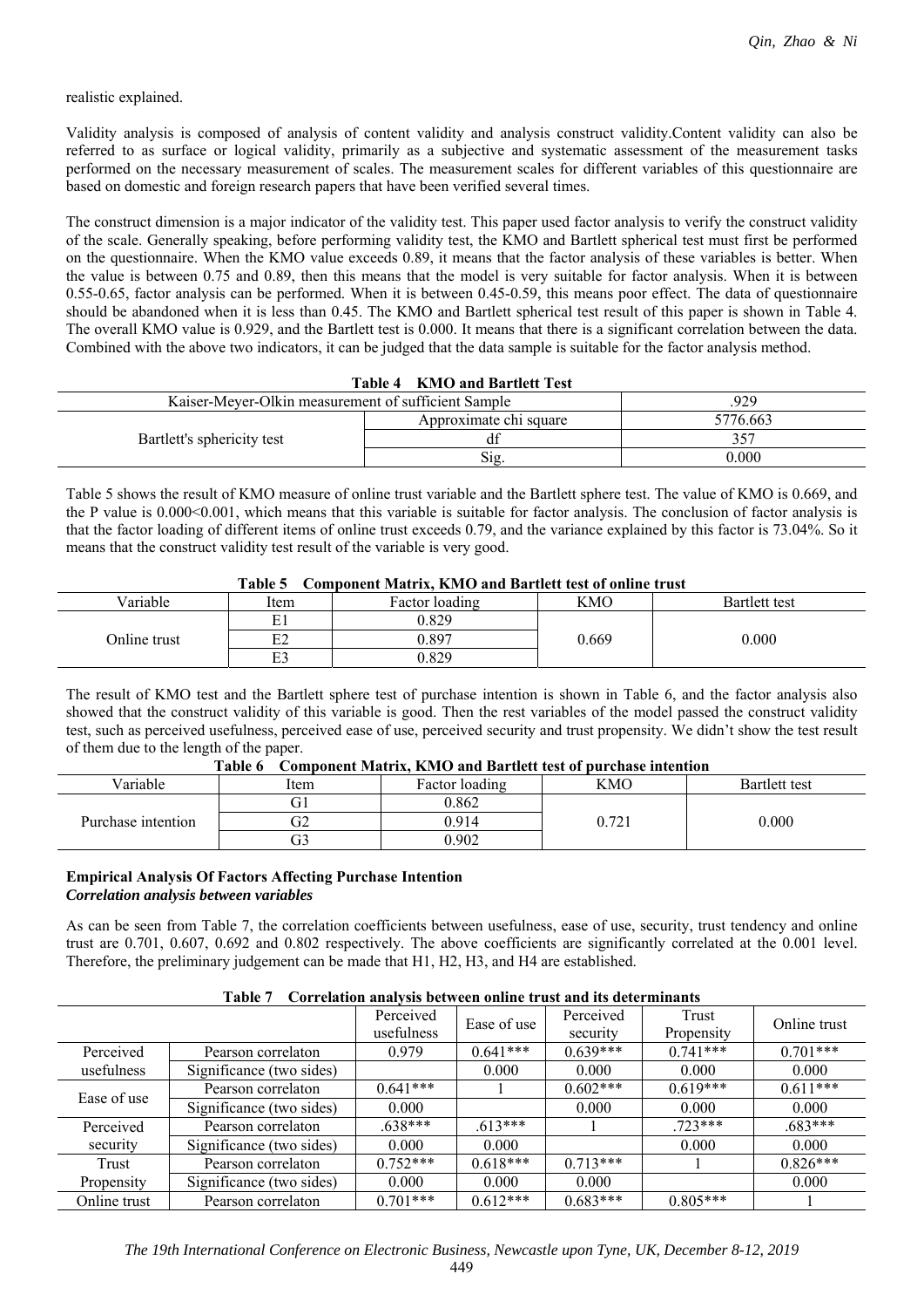realistic explained.

Validity analysis is composed of analysis of content validity and analysis construct validity.Content validity can also be referred to as surface or logical validity, primarily as a subjective and systematic assessment of the measurement tasks performed on the necessary measurement of scales. The measurement scales for different variables of this questionnaire are based on domestic and foreign research papers that have been verified several times.

The construct dimension is a major indicator of the validity test. This paper used factor analysis to verify the construct validity of the scale. Generally speaking, before performing validity test, the KMO and Bartlett spherical test must first be performed on the questionnaire. When the KMO value exceeds 0.89, it means that the factor analysis of these variables is better. When the value is between 0.75 and 0.89, then this means that the model is very suitable for factor analysis. When it is between 0.55-0.65, factor analysis can be performed. When it is between 0.45-0.59, this means poor effect. The data of questionnaire should be abandoned when it is less than 0.45. The KMO and Bartlett spherical test result of this paper is shown in Table 4. The overall KMO value is 0.929, and the Bartlett test is 0.000. It means that there is a significant correlation between the data. Combined with the above two indicators, it can be judged that the data sample is suitable for the factor analysis method.

**Table 4 KMO and Bartlett Test**

| Kaiser-Meyer-Olkin measurement of sufficient Sample | | .929 |
|---|---|---|
| Bartlett's sphericity test | Approximate chi square | 5776.663 |
| | df | 357 |
| | Sig. | 0.000 |

Table 5 shows the result of KMO measure of online trust variable and the Bartlett sphere test. The value of KMO is 0.669, and the P value is 0.000<0.001, which means that this variable is suitable for factor analysis. The conclusion of factor analysis is that the factor loading of different items of online trust exceeds 0.79, and the variance explained by this factor is 73.04%. So it means that the construct validity test result of the variable is very good.

**Table 5 Component Matrix, KMO and Bartlett test of online trust**

| Variable | Item | Factor loading | KMO | Bartlett test |
|---|---|---|---|---|
| Online trust | E1 | 0.829 | 0.669 | 0.000 |
| | E2 | 0.897 | | |
| | E3 | 0.829 | | |

The result of KMO test and the Bartlett sphere test of purchase intention is shown in Table 6, and the factor analysis also showed that the construct validity of this variable is good. Then the rest variables of the model passed the construct validity test, such as perceived usefulness, perceived ease of use, perceived security and trust propensity. We didn't show the test result of them due to the length of the paper.

**Table 6 Component Matrix, KMO and Bartlett test of purchase intention**

| Variable | Item | Factor loading | KMO | Bartlett test |
|---|---|---|---|---|
| Purchase intention | G1 | 0.862 | 0.721 | 0.000 |
| | G2 | 0.914 | | |
| | G3 | 0.902 | | |

## Empirical Analysis Of Factors Affecting Purchase Intention

### *Correlation analysis between variables*

As can be seen from Table 7, the correlation coefficients between usefulness, ease of use, security, trust tendency and online trust are 0.701, 0.607, 0.692 and 0.802 respectively. The above coefficients are significantly correlated at the 0.001 level. Therefore, the preliminary judgement can be made that H1, H2, H3, and H4 are established.

**Table 7 Correlation analysis between online trust and its determinants**

| | | Perceived usefulness | Ease of use | Perceived security | Trust Propensity | Online trust |
|---|---|---|---|---|---|---|
| Perceived usefulness | Pearson correlaton | 0.979 | 0.641*** | 0.639*** | 0.741*** | 0.701*** |
| | Significance (two sides) | | 0.000 | 0.000 | 0.000 | 0.000 |
| Ease of use | Pearson correlaton | 0.641*** | 1 | 0.602*** | 0.619*** | 0.611*** |
| | Significance (two sides) | 0.000 | | 0.000 | 0.000 | 0.000 |
| Perceived security | Pearson correlaton | .638*** | .613*** | 1 | .723*** | .683*** |
| | Significance (two sides) | 0.000 | 0.000 | | 0.000 | 0.000 |
| Trust Propensity | Pearson correlaton | 0.752*** | 0.618*** | 0.713*** | 1 | 0.826*** |
| | Significance (two sides) | 0.000 | 0.000 | 0.000 | | 0.000 |
| Online trust | Pearson correlaton | 0.701*** | 0.612*** | 0.683*** | 0.805*** | 1 |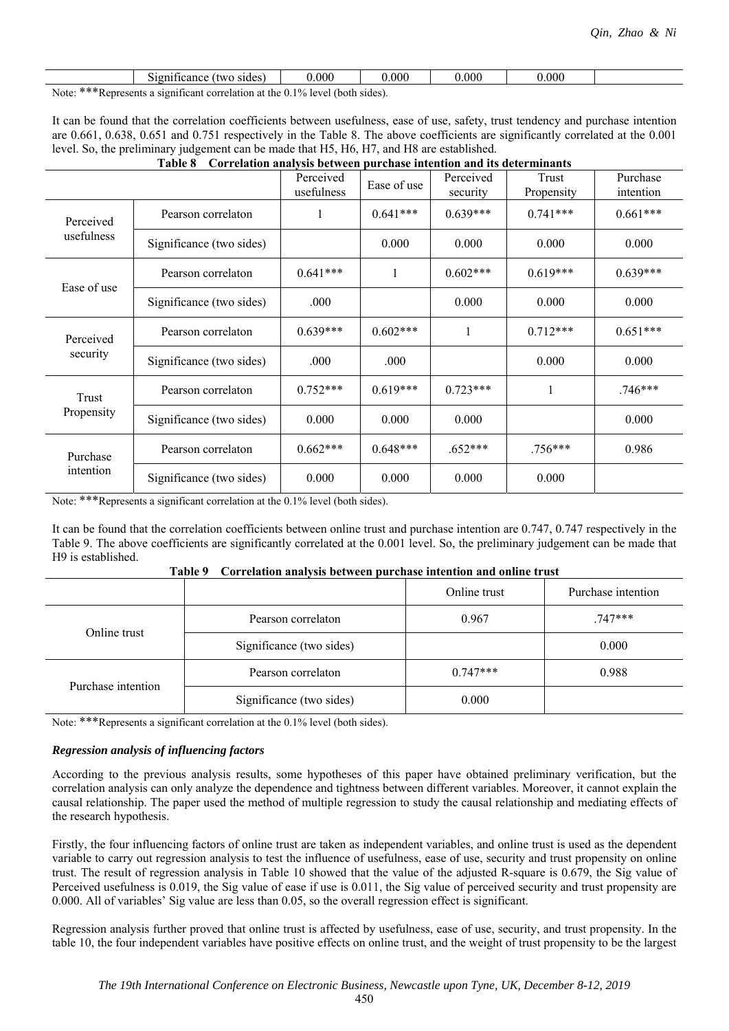| | Significance (two sides) | 0.000 | 0.000 | 0.000 | 0.000 | |
|---|---|---|---|---|---|---|

Note: ***Represents a significant correlation at the 0.1% level (both sides).

It can be found that the correlation coefficients between usefulness, ease of use, safety, trust tendency and purchase intention are 0.661, 0.638, 0.651 and 0.751 respectively in the Table 8. The above coefficients are significantly correlated at the 0.001 level. So, the preliminary judgement can be made that H5, H6, H7, and H8 are established.

**Table 8 Correlation analysis between purchase intention and its determinants**

| | | Perceived usefulness | Ease of use | Perceived security | Trust Propensity | Purchase intention |
|---|---|---|---|---|---|---|
| Perceived usefulness | Pearson correlaton | 1 | 0.641*** | 0.639*** | 0.741*** | 0.661*** |
| | Significance (two sides) | | 0.000 | 0.000 | 0.000 | 0.000 |
| Ease of use | Pearson correlaton | 0.641*** | 1 | 0.602*** | 0.619*** | 0.639*** |
| | Significance (two sides) | .000 | | 0.000 | 0.000 | 0.000 |
| Perceived security | Pearson correlaton | 0.639*** | 0.602*** | 1 | 0.712*** | 0.651*** |
| | Significance (two sides) | .000 | .000 | | 0.000 | 0.000 |
| Trust Propensity | Pearson correlaton | 0.752*** | 0.619*** | 0.723*** | 1 | .746*** |
| | Significance (two sides) | 0.000 | 0.000 | 0.000 | | 0.000 |
| Purchase intention | Pearson correlaton | 0.662*** | 0.648*** | .652*** | .756*** | 0.986 |
| | Significance (two sides) | 0.000 | 0.000 | 0.000 | 0.000 | |

Note: ***Represents a significant correlation at the 0.1% level (both sides).

It can be found that the correlation coefficients between online trust and purchase intention are 0.747, 0.747 respectively in the Table 9. The above coefficients are significantly correlated at the 0.001 level. So, the preliminary judgement can be made that H9 is established.

**Table 9 Correlation analysis between purchase intention and online trust**

| | | Online trust | Purchase intention |
|---|---|---|---|
| Online trust | Pearson correlaton | 0.967 | .747*** |
| | Significance (two sides) | | 0.000 |
| Purchase intention | Pearson correlaton | 0.747*** | 0.988 |
| | Significance (two sides) | 0.000 | |

Note: ***Represents a significant correlation at the 0.1% level (both sides).

### *Regression analysis of influencing factors*

According to the previous analysis results, some hypotheses of this paper have obtained preliminary verification, but the correlation analysis can only analyze the dependence and tightness between different variables. Moreover, it cannot explain the causal relationship. The paper used the method of multiple regression to study the causal relationship and mediating effects of the research hypothesis.

Firstly, the four influencing factors of online trust are taken as independent variables, and online trust is used as the dependent variable to carry out regression analysis to test the influence of usefulness, ease of use, security and trust propensity on online trust. The result of regression analysis in Table 10 showed that the value of the adjusted R-square is 0.679, the Sig value of Perceived usefulness is 0.019, the Sig value of ease if use is 0.011, the Sig value of perceived security and trust propensity are 0.000. All of variables' Sig value are less than 0.05, so the overall regression effect is significant.

Regression analysis further proved that online trust is affected by usefulness, ease of use, security, and trust propensity. In the table 10, the four independent variables have positive effects on online trust, and the weight of trust propensity to be the largest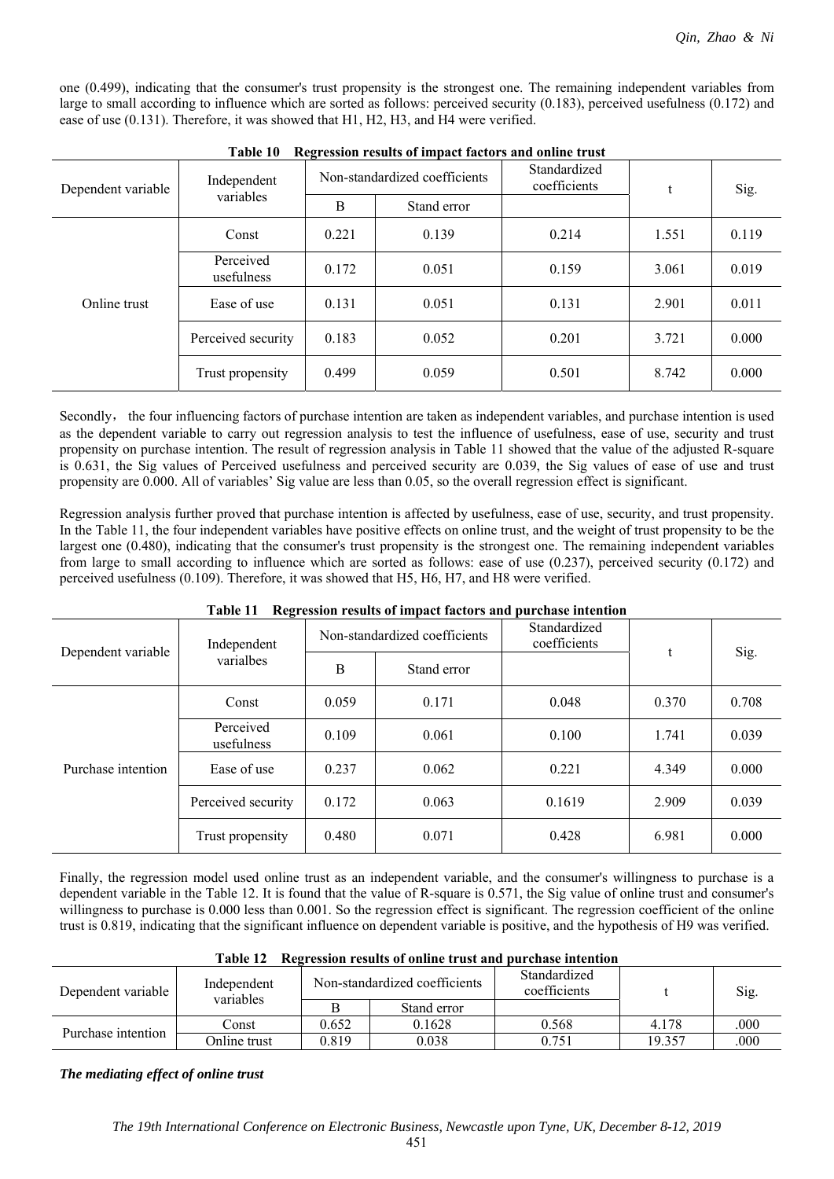one (0.499), indicating that the consumer's trust propensity is the strongest one. The remaining independent variables from large to small according to influence which are sorted as follows: perceived security (0.183), perceived usefulness (0.172) and ease of use (0.131). Therefore, it was showed that H1, H2, H3, and H4 were verified.

**Table 10 Regression results of impact factors and online trust**

| Dependent variable | Independent variables | Non-standardized coefficients | | Standardized coefficients | t | Sig. |
|---|---|---|---|---|---|---|
| | | B | Stand error | | | |
| Online trust | Const | 0.221 | 0.139 | 0.214 | 1.551 | 0.119 |
| | Perceived usefulness | 0.172 | 0.051 | 0.159 | 3.061 | 0.019 |
| | Ease of use | 0.131 | 0.051 | 0.131 | 2.901 | 0.011 |
| | Perceived security | 0.183 | 0.052 | 0.201 | 3.721 | 0.000 |
| | Trust propensity | 0.499 | 0.059 | 0.501 | 8.742 | 0.000 |

Secondly, the four influencing factors of purchase intention are taken as independent variables, and purchase intention is used as the dependent variable to carry out regression analysis to test the influence of usefulness, ease of use, security and trust propensity on purchase intention. The result of regression analysis in Table 11 showed that the value of the adjusted R-square is 0.631, the Sig values of Perceived usefulness and perceived security are 0.039, the Sig values of ease of use and trust propensity are 0.000. All of variables' Sig value are less than 0.05, so the overall regression effect is significant.

Regression analysis further proved that purchase intention is affected by usefulness, ease of use, security, and trust propensity. In the Table 11, the four independent variables have positive effects on online trust, and the weight of trust propensity to be the largest one (0.480), indicating that the consumer's trust propensity is the strongest one. The remaining independent variables from large to small according to influence which are sorted as follows: ease of use (0.237), perceived security (0.172) and perceived usefulness (0.109). Therefore, it was showed that H5, H6, H7, and H8 were verified.

**Table 11 Regression results of impact factors and purchase intention**

| Dependent variable | Independent varialbes | Non-standardized coefficients | | Standardized coefficients | t | Sig. |
|---|---|---|---|---|---|---|
| | | B | Stand error | | | |
| Purchase intention | Const | 0.059 | 0.171 | 0.048 | 0.370 | 0.708 |
| | Perceived usefulness | 0.109 | 0.061 | 0.100 | 1.741 | 0.039 |
| | Ease of use | 0.237 | 0.062 | 0.221 | 4.349 | 0.000 |
| | Perceived security | 0.172 | 0.063 | 0.1619 | 2.909 | 0.039 |
| | Trust propensity | 0.480 | 0.071 | 0.428 | 6.981 | 0.000 |

Finally, the regression model used online trust as an independent variable, and the consumer's willingness to purchase is a dependent variable in the Table 12. It is found that the value of R-square is 0.571, the Sig value of online trust and consumer's willingness to purchase is 0.000 less than 0.001. So the regression effect is significant. The regression coefficient of the online trust is 0.819, indicating that the significant influence on dependent variable is positive, and the hypothesis of H9 was verified.

**Table 12 Regression results of online trust and purchase intention**

| Dependent variable | Independent variables | Non-standardized coefficients | | Standardized coefficients | t | Sig. |
|---|---|---|---|---|---|---|
| | | B | Stand error | | | |
| Purchase intention | Const | 0.652 | 0.1628 | 0.568 | 4.178 | .000 |
| | Online trust | 0.819 | 0.038 | 0.751 | 19.357 | .000 |

***The mediating effect of online trust***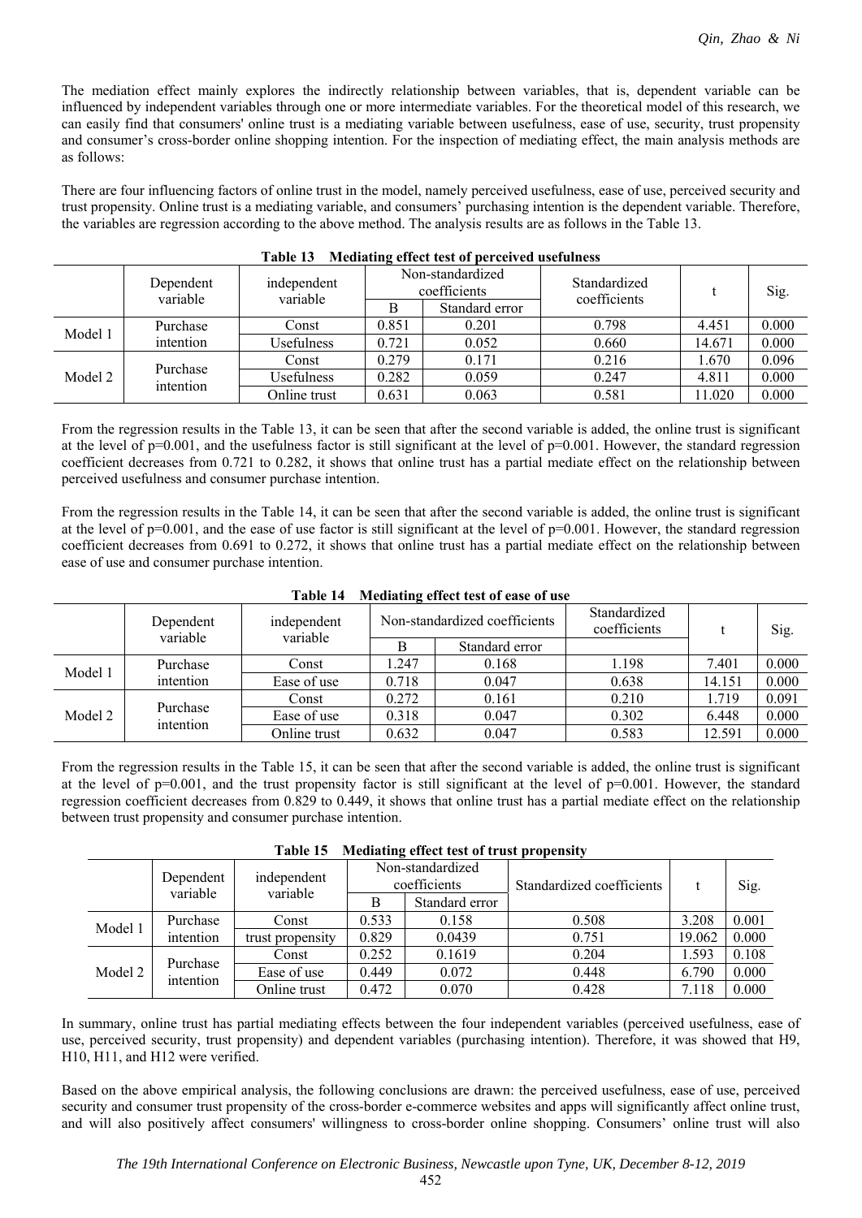The mediation effect mainly explores the indirectly relationship between variables, that is, dependent variable can be influenced by independent variables through one or more intermediate variables. For the theoretical model of this research, we can easily find that consumers' online trust is a mediating variable between usefulness, ease of use, security, trust propensity and consumer's cross-border online shopping intention. For the inspection of mediating effect, the main analysis methods are as follows:

There are four influencing factors of online trust in the model, namely perceived usefulness, ease of use, perceived security and trust propensity. Online trust is a mediating variable, and consumers' purchasing intention is the dependent variable. Therefore, the variables are regression according to the above method. The analysis results are as follows in the Table 13.

**Table 13 Mediating effect test of perceived usefulness**

| | Dependent variable | independent variable | Non-standardized coefficients | | Standardized coefficients | t | Sig. |
|---|---|---|---|---|---|---|---|
| | | | B | Standard error | | | |
| Model 1 | Purchase intention | Const | 0.851 | 0.201 | 0.798 | 4.451 | 0.000 |
| | | Usefulness | 0.721 | 0.052 | 0.660 | 14.671 | 0.000 |
| Model 2 | Purchase intention | Const | 0.279 | 0.171 | 0.216 | 1.670 | 0.096 |
| | | Usefulness | 0.282 | 0.059 | 0.247 | 4.811 | 0.000 |
| | | Online trust | 0.631 | 0.063 | 0.581 | 11.020 | 0.000 |

From the regression results in the Table 13, it can be seen that after the second variable is added, the online trust is significant at the level of p=0.001, and the usefulness factor is still significant at the level of p=0.001. However, the standard regression coefficient decreases from 0.721 to 0.282, it shows that online trust has a partial mediate effect on the relationship between perceived usefulness and consumer purchase intention.

From the regression results in the Table 14, it can be seen that after the second variable is added, the online trust is significant at the level of p=0.001, and the ease of use factor is still significant at the level of p=0.001. However, the standard regression coefficient decreases from 0.691 to 0.272, it shows that online trust has a partial mediate effect on the relationship between ease of use and consumer purchase intention.

**Table 14 Mediating effect test of ease of use**

| | Dependent variable | independent variable | Non-standardized coefficients | | Standardized coefficients | t | Sig. |
|---|---|---|---|---|---|---|---|
| | | | B | Standard error | | | |
| Model 1 | Purchase intention | Const | 1.247 | 0.168 | 1.198 | 7.401 | 0.000 |
| | | Ease of use | 0.718 | 0.047 | 0.638 | 14.151 | 0.000 |
| Model 2 | Purchase intention | Const | 0.272 | 0.161 | 0.210 | 1.719 | 0.091 |
| | | Ease of use | 0.318 | 0.047 | 0.302 | 6.448 | 0.000 |
| | | Online trust | 0.632 | 0.047 | 0.583 | 12.591 | 0.000 |

From the regression results in the Table 15, it can be seen that after the second variable is added, the online trust is significant at the level of p=0.001, and the trust propensity factor is still significant at the level of p=0.001. However, the standard regression coefficient decreases from 0.829 to 0.449, it shows that online trust has a partial mediate effect on the relationship between trust propensity and consumer purchase intention.

**Table 15 Mediating effect test of trust propensity**

| | Dependent variable | independent variable | Non-standardized coefficients | | Standardized coefficients | t | Sig. |
|---|---|---|---|---|---|---|---|
| | | | B | Standard error | | | |
| Model 1 | Purchase intention | Const | 0.533 | 0.158 | 0.508 | 3.208 | 0.001 |
| | | trust propensity | 0.829 | 0.0439 | 0.751 | 19.062 | 0.000 |
| Model 2 | Purchase intention | Const | 0.252 | 0.1619 | 0.204 | 1.593 | 0.108 |
| | | Ease of use | 0.449 | 0.072 | 0.448 | 6.790 | 0.000 |
| | | Online trust | 0.472 | 0.070 | 0.428 | 7.118 | 0.000 |

In summary, online trust has partial mediating effects between the four independent variables (perceived usefulness, ease of use, perceived security, trust propensity) and dependent variables (purchasing intention). Therefore, it was showed that H9, H10, H11, and H12 were verified.

Based on the above empirical analysis, the following conclusions are drawn: the perceived usefulness, ease of use, perceived security and consumer trust propensity of the cross-border e-commerce websites and apps will significantly affect online trust, and will also positively affect consumers' willingness to cross-border online shopping. Consumers' online trust will also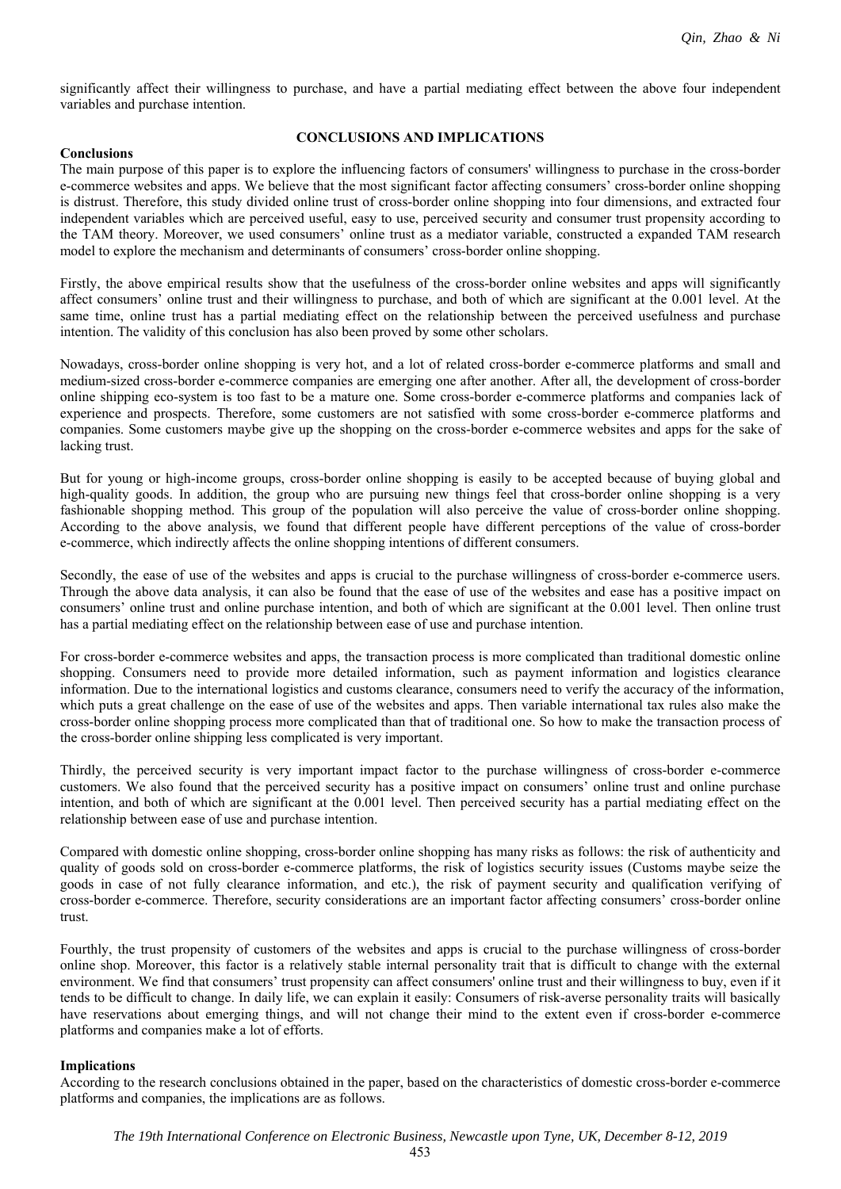significantly affect their willingness to purchase, and have a partial mediating effect between the above four independent variables and purchase intention.

## CONCLUSIONS AND IMPLICATIONS

### Conclusions

The main purpose of this paper is to explore the influencing factors of consumers' willingness to purchase in the cross-border e-commerce websites and apps. We believe that the most significant factor affecting consumers' cross-border online shopping is distrust. Therefore, this study divided online trust of cross-border online shopping into four dimensions, and extracted four independent variables which are perceived useful, easy to use, perceived security and consumer trust propensity according to the TAM theory. Moreover, we used consumers' online trust as a mediator variable, constructed a expanded TAM research model to explore the mechanism and determinants of consumers' cross-border online shopping.

Firstly, the above empirical results show that the usefulness of the cross-border online websites and apps will significantly affect consumers' online trust and their willingness to purchase, and both of which are significant at the 0.001 level. At the same time, online trust has a partial mediating effect on the relationship between the perceived usefulness and purchase intention. The validity of this conclusion has also been proved by some other scholars.

Nowadays, cross-border online shopping is very hot, and a lot of related cross-border e-commerce platforms and small and medium-sized cross-border e-commerce companies are emerging one after another. After all, the development of cross-border online shipping eco-system is too fast to be a mature one. Some cross-border e-commerce platforms and companies lack of experience and prospects. Therefore, some customers are not satisfied with some cross-border e-commerce platforms and companies. Some customers maybe give up the shopping on the cross-border e-commerce websites and apps for the sake of lacking trust.

But for young or high-income groups, cross-border online shopping is easily to be accepted because of buying global and high-quality goods. In addition, the group who are pursuing new things feel that cross-border online shopping is a very fashionable shopping method. This group of the population will also perceive the value of cross-border online shopping. According to the above analysis, we found that different people have different perceptions of the value of cross-border e-commerce, which indirectly affects the online shopping intentions of different consumers.

Secondly, the ease of use of the websites and apps is crucial to the purchase willingness of cross-border e-commerce users. Through the above data analysis, it can also be found that the ease of use of the websites and ease has a positive impact on consumers' online trust and online purchase intention, and both of which are significant at the 0.001 level. Then online trust has a partial mediating effect on the relationship between ease of use and purchase intention.

For cross-border e-commerce websites and apps, the transaction process is more complicated than traditional domestic online shopping. Consumers need to provide more detailed information, such as payment information and logistics clearance information. Due to the international logistics and customs clearance, consumers need to verify the accuracy of the information, which puts a great challenge on the ease of use of the websites and apps. Then variable international tax rules also make the cross-border online shopping process more complicated than that of traditional one. So how to make the transaction process of the cross-border online shipping less complicated is very important.

Thirdly, the perceived security is very important impact factor to the purchase willingness of cross-border e-commerce customers. We also found that the perceived security has a positive impact on consumers' online trust and online purchase intention, and both of which are significant at the 0.001 level. Then perceived security has a partial mediating effect on the relationship between ease of use and purchase intention.

Compared with domestic online shopping, cross-border online shopping has many risks as follows: the risk of authenticity and quality of goods sold on cross-border e-commerce platforms, the risk of logistics security issues (Customs maybe seize the goods in case of not fully clearance information, and etc.), the risk of payment security and qualification verifying of cross-border e-commerce. Therefore, security considerations are an important factor affecting consumers' cross-border online trust.

Fourthly, the trust propensity of customers of the websites and apps is crucial to the purchase willingness of cross-border online shop. Moreover, this factor is a relatively stable internal personality trait that is difficult to change with the external environment. We find that consumers' trust propensity can affect consumers' online trust and their willingness to buy, even if it tends to be difficult to change. In daily life, we can explain it easily: Consumers of risk-averse personality traits will basically have reservations about emerging things, and will not change their mind to the extent even if cross-border e-commerce platforms and companies make a lot of efforts.

### Implications

According to the research conclusions obtained in the paper, based on the characteristics of domestic cross-border e-commerce platforms and companies, the implications are as follows.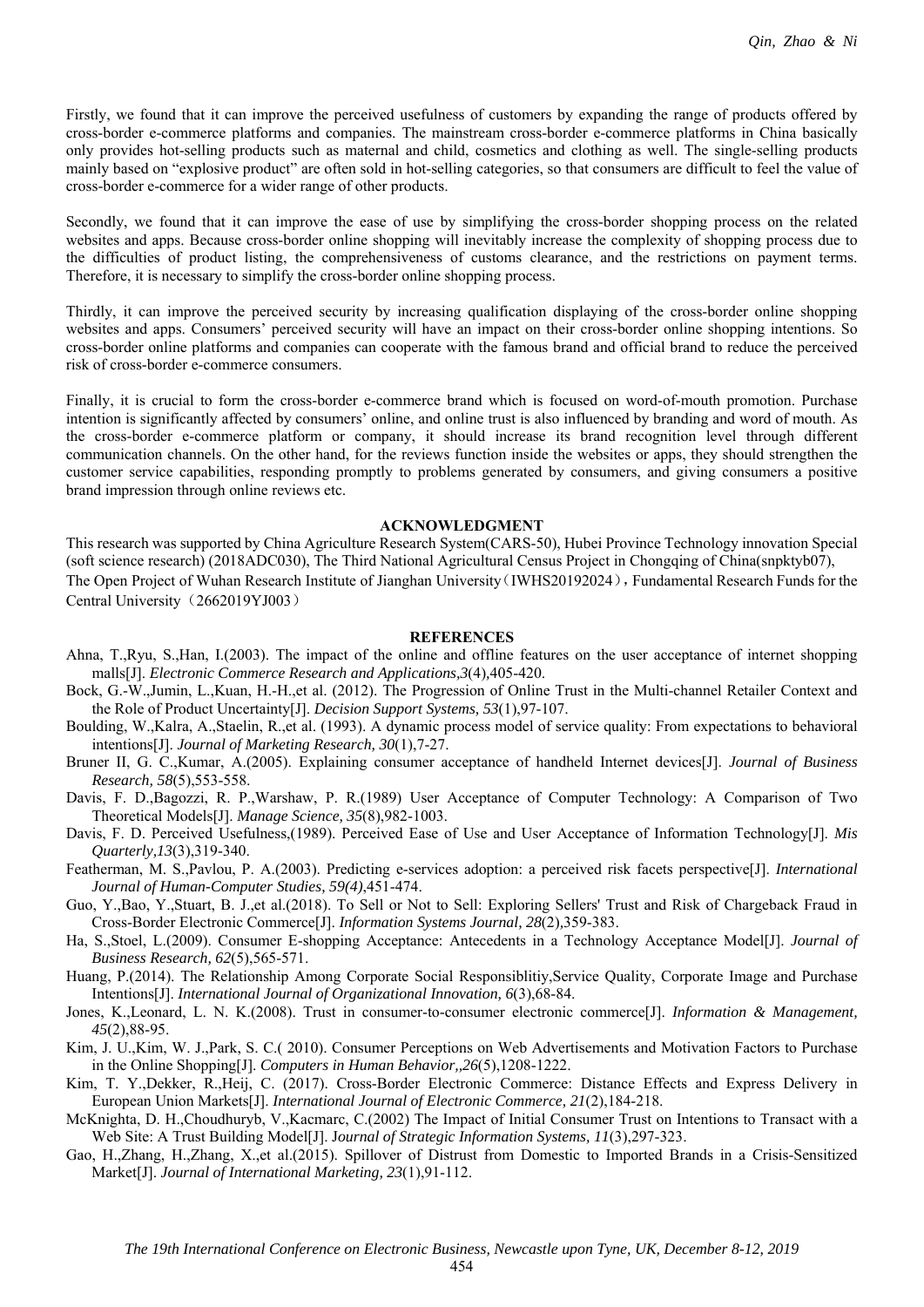Firstly, we found that it can improve the perceived usefulness of customers by expanding the range of products offered by cross-border e-commerce platforms and companies. The mainstream cross-border e-commerce platforms in China basically only provides hot-selling products such as maternal and child, cosmetics and clothing as well. The single-selling products mainly based on "explosive product" are often sold in hot-selling categories, so that consumers are difficult to feel the value of cross-border e-commerce for a wider range of other products.

Secondly, we found that it can improve the ease of use by simplifying the cross-border shopping process on the related websites and apps. Because cross-border online shopping will inevitably increase the complexity of shopping process due to the difficulties of product listing, the comprehensiveness of customs clearance, and the restrictions on payment terms. Therefore, it is necessary to simplify the cross-border online shopping process.

Thirdly, it can improve the perceived security by increasing qualification displaying of the cross-border online shopping websites and apps. Consumers' perceived security will have an impact on their cross-border online shopping intentions. So cross-border online platforms and companies can cooperate with the famous brand and official brand to reduce the perceived risk of cross-border e-commerce consumers.

Finally, it is crucial to form the cross-border e-commerce brand which is focused on word-of-mouth promotion. Purchase intention is significantly affected by consumers' online, and online trust is also influenced by branding and word of mouth. As the cross-border e-commerce platform or company, it should increase its brand recognition level through different communication channels. On the other hand, for the reviews function inside the websites or apps, they should strengthen the customer service capabilities, responding promptly to problems generated by consumers, and giving consumers a positive brand impression through online reviews etc.

## ACKNOWLEDGMENT

This research was supported by China Agriculture Research System(CARS-50), Hubei Province Technology innovation Special (soft science research) (2018ADC030), The Third National Agricultural Census Project in Chongqing of China(snpktyb07), The Open Project of Wuhan Research Institute of Jianghan University（IWHS20192024）, Fundamental Research Funds for the Central University（2662019YJ003）

## REFERENCES

Ahna, T.,Ryu, S.,Han, I.(2003). The impact of the online and offline features on the user acceptance of internet shopping malls[J]. *Electronic Commerce Research and Applications,3*(4),405-420.

Bock, G.-W.,Jumin, L.,Kuan, H.-H.,et al. (2012). The Progression of Online Trust in the Multi-channel Retailer Context and the Role of Product Uncertainty[J]. *Decision Support Systems, 53*(1),97-107.

Boulding, W.,Kalra, A.,Staelin, R.,et al. (1993). A dynamic process model of service quality: From expectations to behavioral intentions[J]. *Journal of Marketing Research, 30*(1),7-27.

Bruner II, G. C.,Kumar, A.(2005). Explaining consumer acceptance of handheld Internet devices[J]. *Journal of Business Research, 58*(5),553-558.

Davis, F. D.,Bagozzi, R. P.,Warshaw, P. R.(1989) User Acceptance of Computer Technology: A Comparison of Two Theoretical Models[J]. *Manage Science, 35*(8),982-1003.

Davis, F. D. Perceived Usefulness,(1989). Perceived Ease of Use and User Acceptance of Information Technology[J]. *Mis Quarterly,13*(3),319-340.

Featherman, M. S.,Pavlou, P. A.(2003). Predicting e-services adoption: a perceived risk facets perspective[J]. *International Journal of Human-Computer Studies, 59(4)*,451-474.

Guo, Y.,Bao, Y.,Stuart, B. J.,et al.(2018). To Sell or Not to Sell: Exploring Sellers' Trust and Risk of Chargeback Fraud in Cross-Border Electronic Commerce[J]. *Information Systems Journal, 28*(2),359-383.

Ha, S.,Stoel, L.(2009). Consumer E-shopping Acceptance: Antecedents in a Technology Acceptance Model[J]. *Journal of Business Research, 62*(5),565-571.

Huang, P.(2014). The Relationship Among Corporate Social Responsiblitiy,Service Quality, Corporate Image and Purchase Intentions[J]. *International Journal of Organizational Innovation, 6*(3),68-84.

Jones, K.,Leonard, L. N. K.(2008). Trust in consumer-to-consumer electronic commerce[J]. *Information & Management, 45*(2),88-95.

Kim, J. U.,Kim, W. J.,Park, S. C.( 2010). Consumer Perceptions on Web Advertisements and Motivation Factors to Purchase in the Online Shopping[J]. *Computers in Human Behavior,,26*(5),1208-1222.

Kim, T. Y.,Dekker, R.,Heij, C. (2017). Cross-Border Electronic Commerce: Distance Effects and Express Delivery in European Union Markets[J]. *International Journal of Electronic Commerce, 21*(2),184-218.

McKnighta, D. H.,Choudhuryb, V.,Kacmarc, C.(2002) The Impact of Initial Consumer Trust on Intentions to Transact with a Web Site: A Trust Building Model[J]. J*ournal of Strategic Information Systems, 11*(3),297-323.

Gao, H.,Zhang, H.,Zhang, X.,et al.(2015). Spillover of Distrust from Domestic to Imported Brands in a Crisis-Sensitized Market[J]. *Journal of International Marketing, 23*(1),91-112.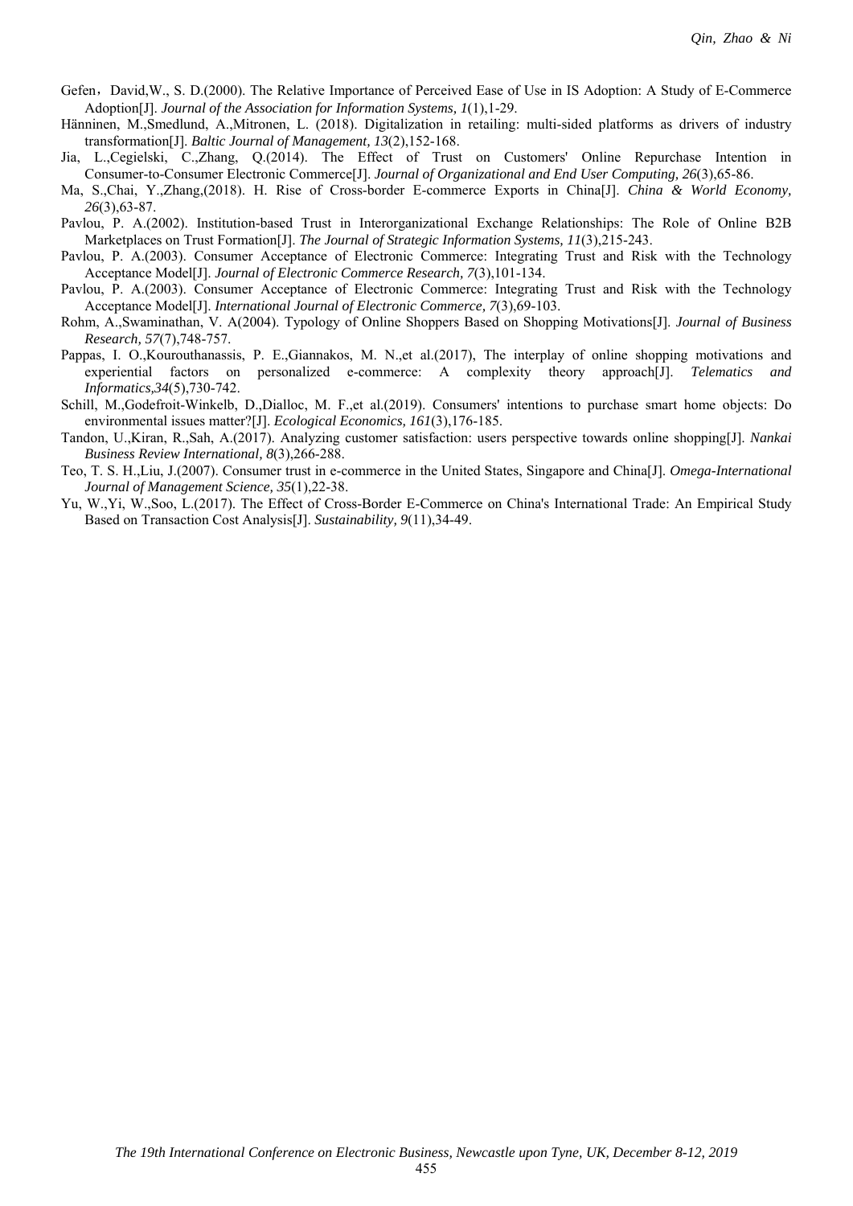Gefen，David,W., S. D.(2000). The Relative Importance of Perceived Ease of Use in IS Adoption: A Study of E-Commerce Adoption[J]. *Journal of the Association for Information Systems, 1*(1),1-29.

Hänninen, M.,Smedlund, A.,Mitronen, L. (2018). Digitalization in retailing: multi-sided platforms as drivers of industry transformation[J]. *Baltic Journal of Management, 13*(2),152-168.

Jia, L.,Cegielski, C.,Zhang, Q.(2014). The Effect of Trust on Customers' Online Repurchase Intention in Consumer-to-Consumer Electronic Commerce[J]. *Journal of Organizational and End User Computing, 26*(3),65-86.

Ma, S.,Chai, Y.,Zhang,(2018). H. Rise of Cross-border E-commerce Exports in China[J]. *China & World Economy, 26*(3),63-87.

Pavlou, P. A.(2002). Institution-based Trust in Interorganizational Exchange Relationships: The Role of Online B2B Marketplaces on Trust Formation[J]. *The Journal of Strategic Information Systems, 11*(3),215-243.

Pavlou, P. A.(2003). Consumer Acceptance of Electronic Commerce: Integrating Trust and Risk with the Technology Acceptance Model[J]. *Journal of Electronic Commerce Research, 7*(3),101-134.

Pavlou, P. A.(2003). Consumer Acceptance of Electronic Commerce: Integrating Trust and Risk with the Technology Acceptance Model[J]. *International Journal of Electronic Commerce, 7*(3),69-103.

Rohm, A.,Swaminathan, V. A(2004). Typology of Online Shoppers Based on Shopping Motivations[J]. *Journal of Business Research, 57*(7),748-757.

Pappas, I. O.,Kourouthanassis, P. E.,Giannakos, M. N.,et al.(2017), The interplay of online shopping motivations and experiential factors on personalized e-commerce: A complexity theory approach[J]. *Telematics and Informatics,34*(5),730-742.

Schill, M.,Godefroit-Winkelb, D.,Dialloc, M. F.,et al.(2019). Consumers' intentions to purchase smart home objects: Do environmental issues matter?[J]. *Ecological Economics, 161*(3),176-185.

Tandon, U.,Kiran, R.,Sah, A.(2017). Analyzing customer satisfaction: users perspective towards online shopping[J]. *Nankai Business Review International, 8*(3),266-288.

Teo, T. S. H.,Liu, J.(2007). Consumer trust in e-commerce in the United States, Singapore and China[J]. *Omega-International Journal of Management Science, 35*(1),22-38.

Yu, W.,Yi, W.,Soo, L.(2017). The Effect of Cross-Border E-Commerce on China's International Trade: An Empirical Study Based on Transaction Cost Analysis[J]. *Sustainability, 9*(11),34-49.